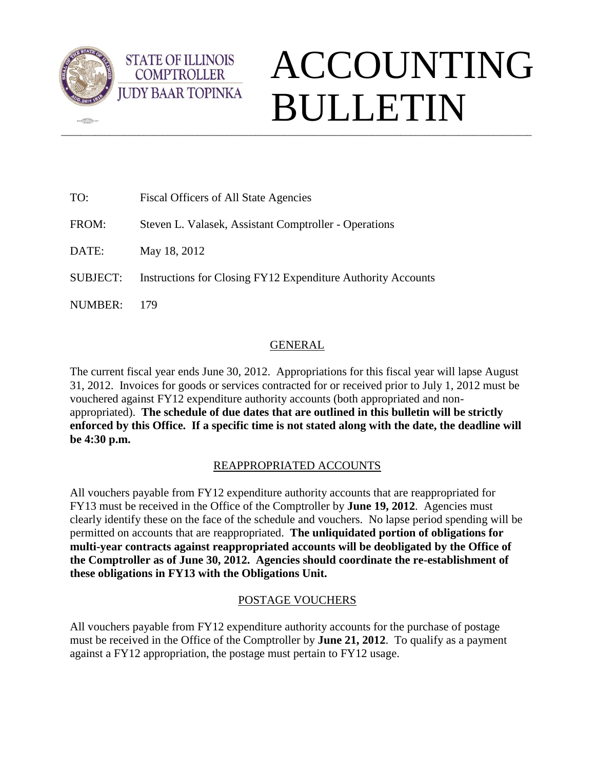STATE OF ILLINOIS
COMPTROLLER
JUDY BAAR TOPINKA

# ACCOUNTING BULLETIN

TO: Fiscal Officers of All State Agencies

FROM: Steven L. Valasek, Assistant Comptroller - Operations

DATE: May 18, 2012

SUBJECT: Instructions for Closing FY12 Expenditure Authority Accounts

NUMBER: 179

## GENERAL

The current fiscal year ends June 30, 2012. Appropriations for this fiscal year will lapse August 31, 2012. Invoices for goods or services contracted for or received prior to July 1, 2012 must be vouchered against FY12 expenditure authority accounts (both appropriated and non-appropriated). **The schedule of due dates that are outlined in this bulletin will be strictly enforced by this Office. If a specific time is not stated along with the date, the deadline will be 4:30 p.m.**

## REAPPROPRIATED ACCOUNTS

All vouchers payable from FY12 expenditure authority accounts that are reappropriated for FY13 must be received in the Office of the Comptroller by **June 19, 2012**. Agencies must clearly identify these on the face of the schedule and vouchers. No lapse period spending will be permitted on accounts that are reappropriated. **The unliquidated portion of obligations for multi-year contracts against reappropriated accounts will be deobligated by the Office of the Comptroller as of June 30, 2012. Agencies should coordinate the re-establishment of these obligations in FY13 with the Obligations Unit.**

## POSTAGE VOUCHERS

All vouchers payable from FY12 expenditure authority accounts for the purchase of postage must be received in the Office of the Comptroller by **June 21, 2012**. To qualify as a payment against a FY12 appropriation, the postage must pertain to FY12 usage.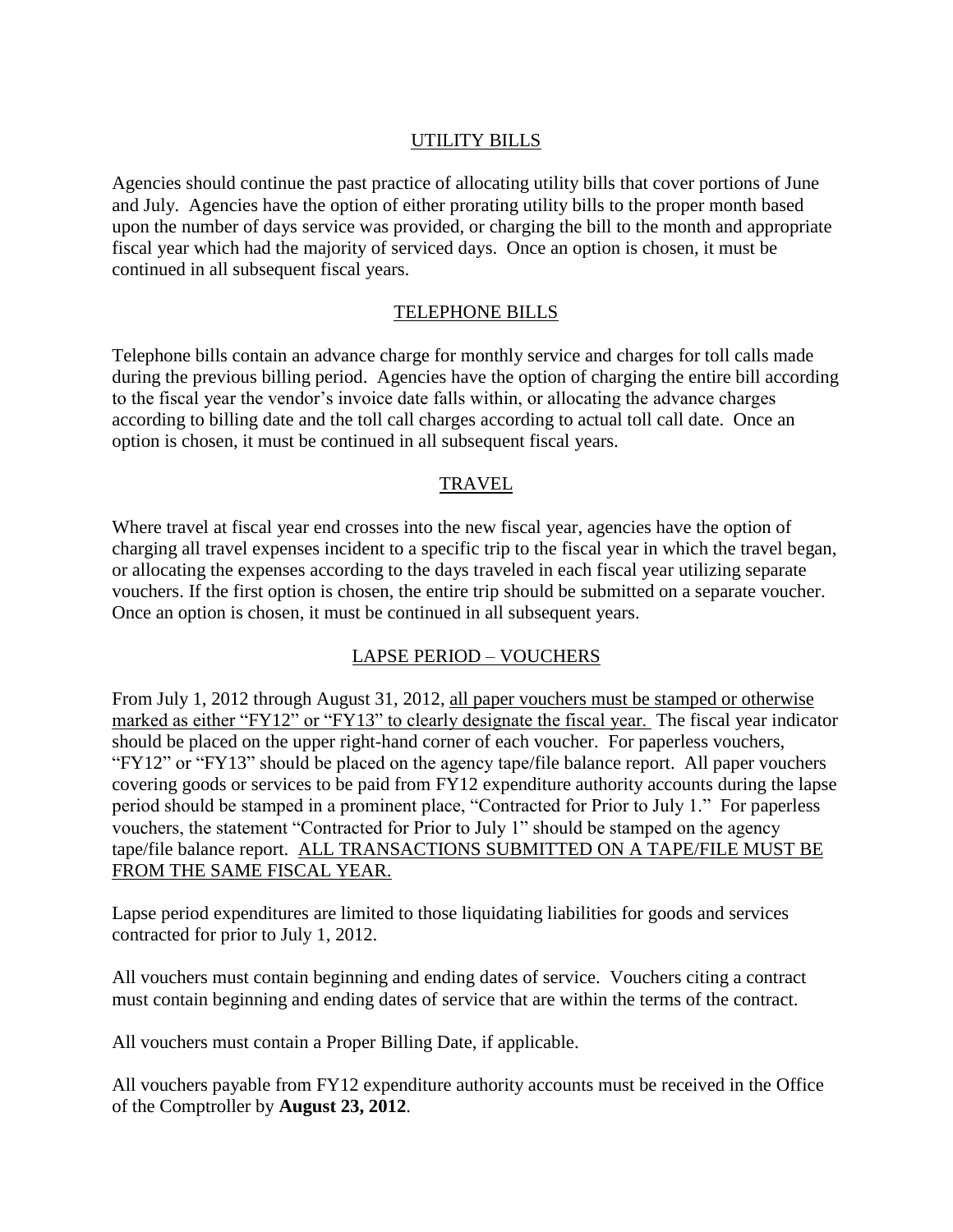## UTILITY BILLS

Agencies should continue the past practice of allocating utility bills that cover portions of June and July. Agencies have the option of either prorating utility bills to the proper month based upon the number of days service was provided, or charging the bill to the month and appropriate fiscal year which had the majority of serviced days. Once an option is chosen, it must be continued in all subsequent fiscal years.

## TELEPHONE BILLS

Telephone bills contain an advance charge for monthly service and charges for toll calls made during the previous billing period. Agencies have the option of charging the entire bill according to the fiscal year the vendor's invoice date falls within, or allocating the advance charges according to billing date and the toll call charges according to actual toll call date. Once an option is chosen, it must be continued in all subsequent fiscal years.

## TRAVEL

Where travel at fiscal year end crosses into the new fiscal year, agencies have the option of charging all travel expenses incident to a specific trip to the fiscal year in which the travel began, or allocating the expenses according to the days traveled in each fiscal year utilizing separate vouchers. If the first option is chosen, the entire trip should be submitted on a separate voucher. Once an option is chosen, it must be continued in all subsequent years.

## LAPSE PERIOD – VOUCHERS

From July 1, 2012 through August 31, 2012, all paper vouchers must be stamped or otherwise marked as either "FY12" or "FY13" to clearly designate the fiscal year. The fiscal year indicator should be placed on the upper right-hand corner of each voucher. For paperless vouchers, "FY12" or "FY13" should be placed on the agency tape/file balance report. All paper vouchers covering goods or services to be paid from FY12 expenditure authority accounts during the lapse period should be stamped in a prominent place, "Contracted for Prior to July 1." For paperless vouchers, the statement "Contracted for Prior to July 1" should be stamped on the agency tape/file balance report. ALL TRANSACTIONS SUBMITTED ON A TAPE/FILE MUST BE FROM THE SAME FISCAL YEAR.

Lapse period expenditures are limited to those liquidating liabilities for goods and services contracted for prior to July 1, 2012.

All vouchers must contain beginning and ending dates of service. Vouchers citing a contract must contain beginning and ending dates of service that are within the terms of the contract.

All vouchers must contain a Proper Billing Date, if applicable.

All vouchers payable from FY12 expenditure authority accounts must be received in the Office of the Comptroller by **August 23, 2012**.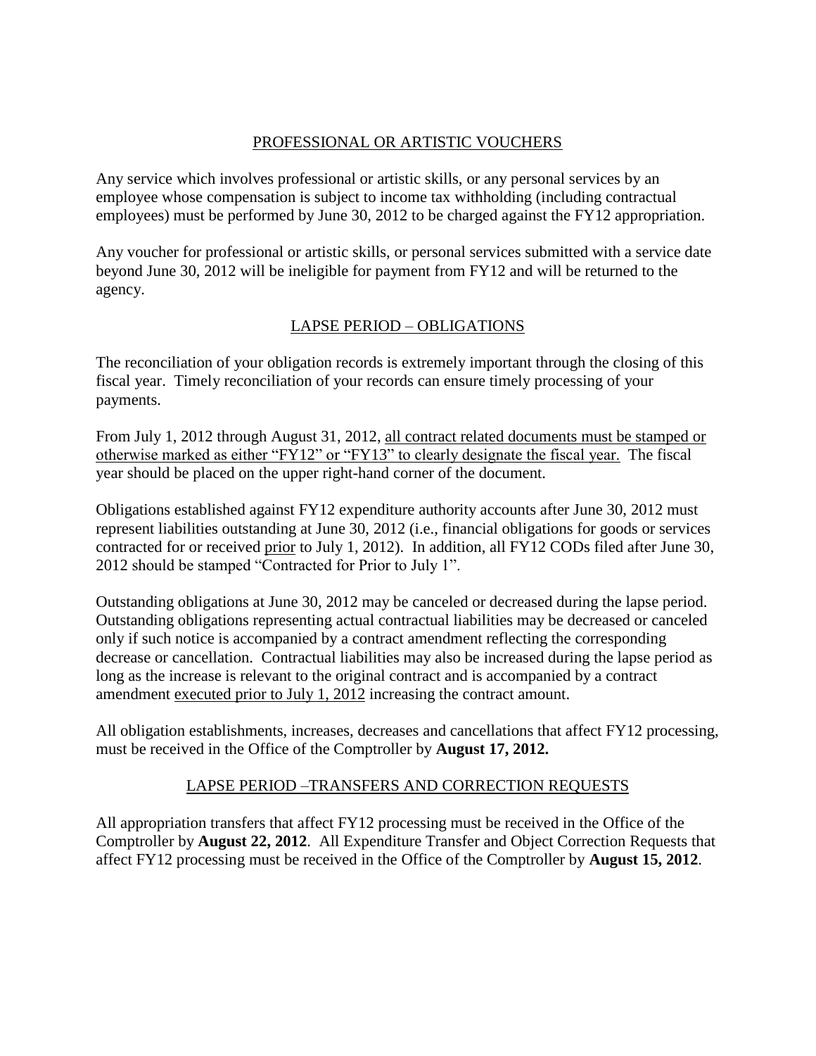## PROFESSIONAL OR ARTISTIC VOUCHERS

Any service which involves professional or artistic skills, or any personal services by an employee whose compensation is subject to income tax withholding (including contractual employees) must be performed by June 30, 2012 to be charged against the FY12 appropriation.

Any voucher for professional or artistic skills, or personal services submitted with a service date beyond June 30, 2012 will be ineligible for payment from FY12 and will be returned to the agency.

## LAPSE PERIOD – OBLIGATIONS

The reconciliation of your obligation records is extremely important through the closing of this fiscal year. Timely reconciliation of your records can ensure timely processing of your payments.

From July 1, 2012 through August 31, 2012, all contract related documents must be stamped or otherwise marked as either "FY12" or "FY13" to clearly designate the fiscal year. The fiscal year should be placed on the upper right-hand corner of the document.

Obligations established against FY12 expenditure authority accounts after June 30, 2012 must represent liabilities outstanding at June 30, 2012 (i.e., financial obligations for goods or services contracted for or received prior to July 1, 2012). In addition, all FY12 CODs filed after June 30, 2012 should be stamped "Contracted for Prior to July 1".

Outstanding obligations at June 30, 2012 may be canceled or decreased during the lapse period. Outstanding obligations representing actual contractual liabilities may be decreased or canceled only if such notice is accompanied by a contract amendment reflecting the corresponding decrease or cancellation. Contractual liabilities may also be increased during the lapse period as long as the increase is relevant to the original contract and is accompanied by a contract amendment executed prior to July 1, 2012 increasing the contract amount.

All obligation establishments, increases, decreases and cancellations that affect FY12 processing, must be received in the Office of the Comptroller by **August 17, 2012.**

## LAPSE PERIOD –TRANSFERS AND CORRECTION REQUESTS

All appropriation transfers that affect FY12 processing must be received in the Office of the Comptroller by **August 22, 2012**. All Expenditure Transfer and Object Correction Requests that affect FY12 processing must be received in the Office of the Comptroller by **August 15, 2012**.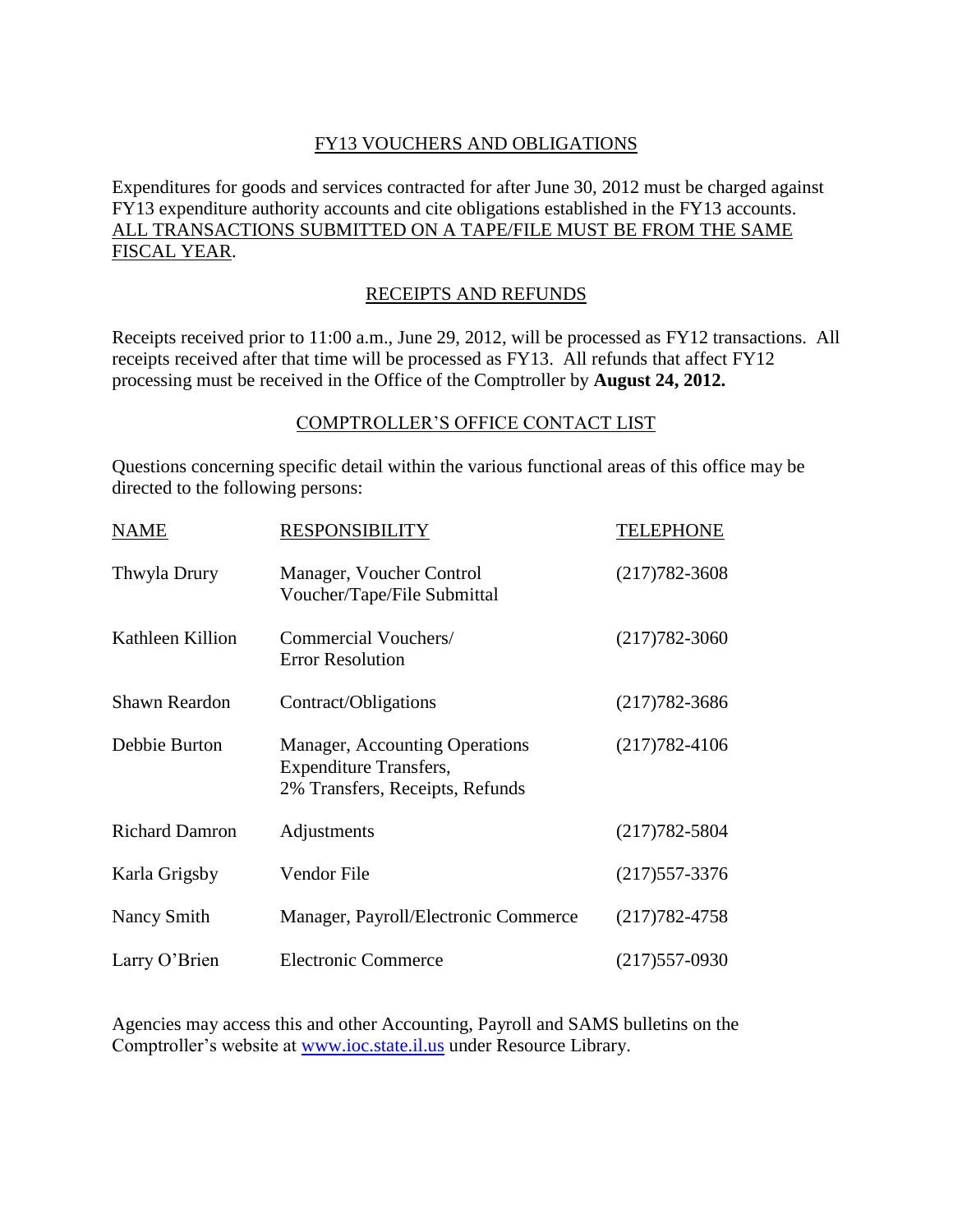## FY13 VOUCHERS AND OBLIGATIONS

Expenditures for goods and services contracted for after June 30, 2012 must be charged against FY13 expenditure authority accounts and cite obligations established in the FY13 accounts. ALL TRANSACTIONS SUBMITTED ON A TAPE/FILE MUST BE FROM THE SAME FISCAL YEAR.

## RECEIPTS AND REFUNDS

Receipts received prior to 11:00 a.m., June 29, 2012, will be processed as FY12 transactions. All receipts received after that time will be processed as FY13. All refunds that affect FY12 processing must be received in the Office of the Comptroller by **August 24, 2012.**

## COMPTROLLER'S OFFICE CONTACT LIST

Questions concerning specific detail within the various functional areas of this office may be directed to the following persons:

| NAME | RESPONSIBILITY | TELEPHONE |
|---|---|---|
| Thwyla Drury | Manager, Voucher Control Voucher/Tape/File Submittal | (217)782-3608 |
| Kathleen Killion | Commercial Vouchers/ Error Resolution | (217)782-3060 |
| Shawn Reardon | Contract/Obligations | (217)782-3686 |
| Debbie Burton | Manager, Accounting Operations Expenditure Transfers, 2% Transfers, Receipts, Refunds | (217)782-4106 |
| Richard Damron | Adjustments | (217)782-5804 |
| Karla Grigsby | Vendor File | (217)557-3376 |
| Nancy Smith | Manager, Payroll/Electronic Commerce | (217)782-4758 |
| Larry O'Brien | Electronic Commerce | (217)557-0930 |

Agencies may access this and other Accounting, Payroll and SAMS bulletins on the Comptroller's website at www.ioc.state.il.us under Resource Library.